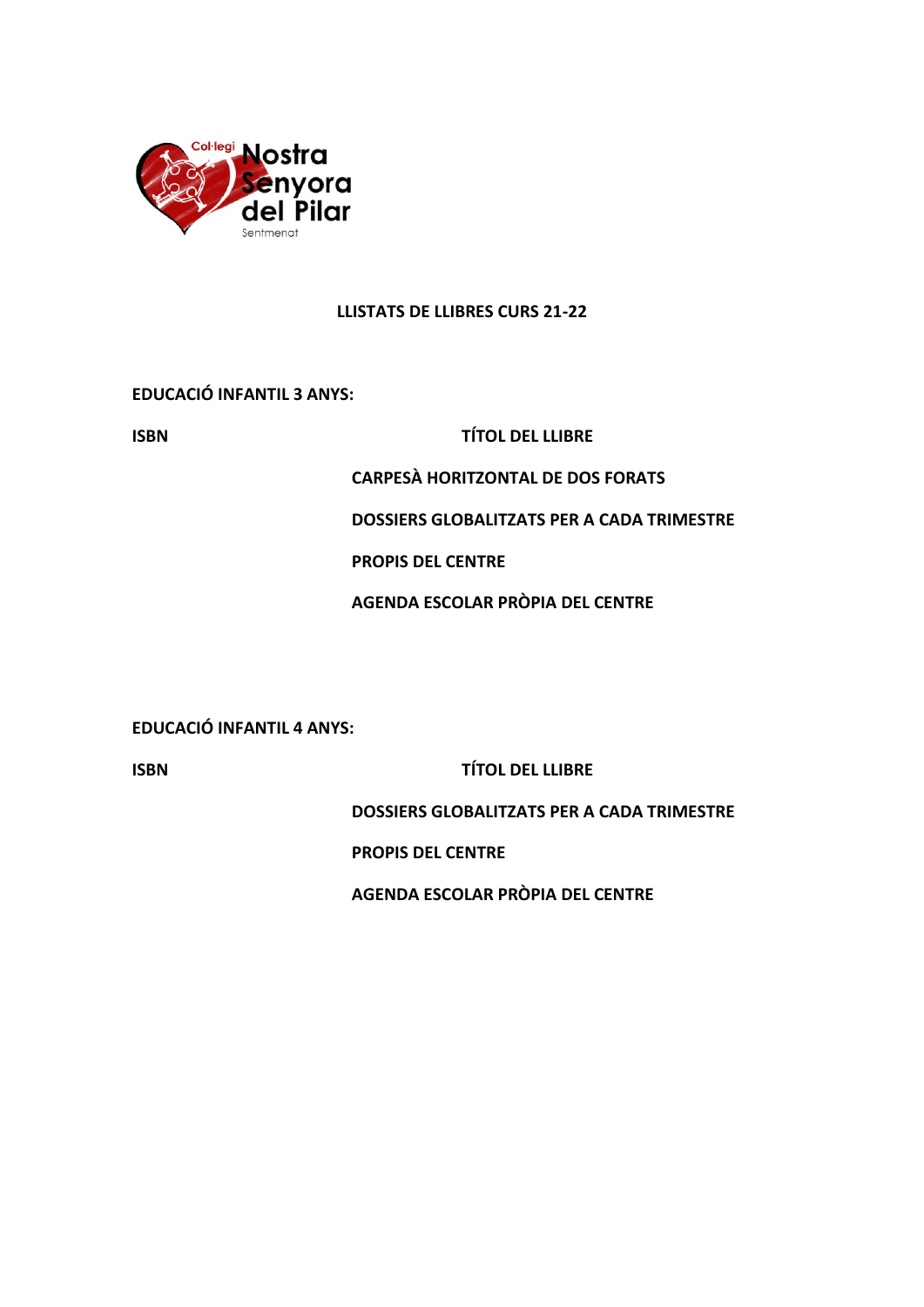Col·legi Nostra Senyora del Pilar
Sentmenat

# LLISTATS DE LLIBRES CURS 21-22

## EDUCACIÓ INFANTIL 3 ANYS:

| ISBN | TÍTOL DEL LLIBRE |
|---|---|
| | CARPESÀ HORITZONTAL DE DOS FORATS |
| | DOSSIERS GLOBALITZATS PER A CADA TRIMESTRE |
| | PROPIS DEL CENTRE |
| | AGENDA ESCOLAR PRÒPIA DEL CENTRE |

## EDUCACIÓ INFANTIL 4 ANYS:

| ISBN | TÍTOL DEL LLIBRE |
|---|---|
| | DOSSIERS GLOBALITZATS PER A CADA TRIMESTRE |
| | PROPIS DEL CENTRE |
| | AGENDA ESCOLAR PRÒPIA DEL CENTRE |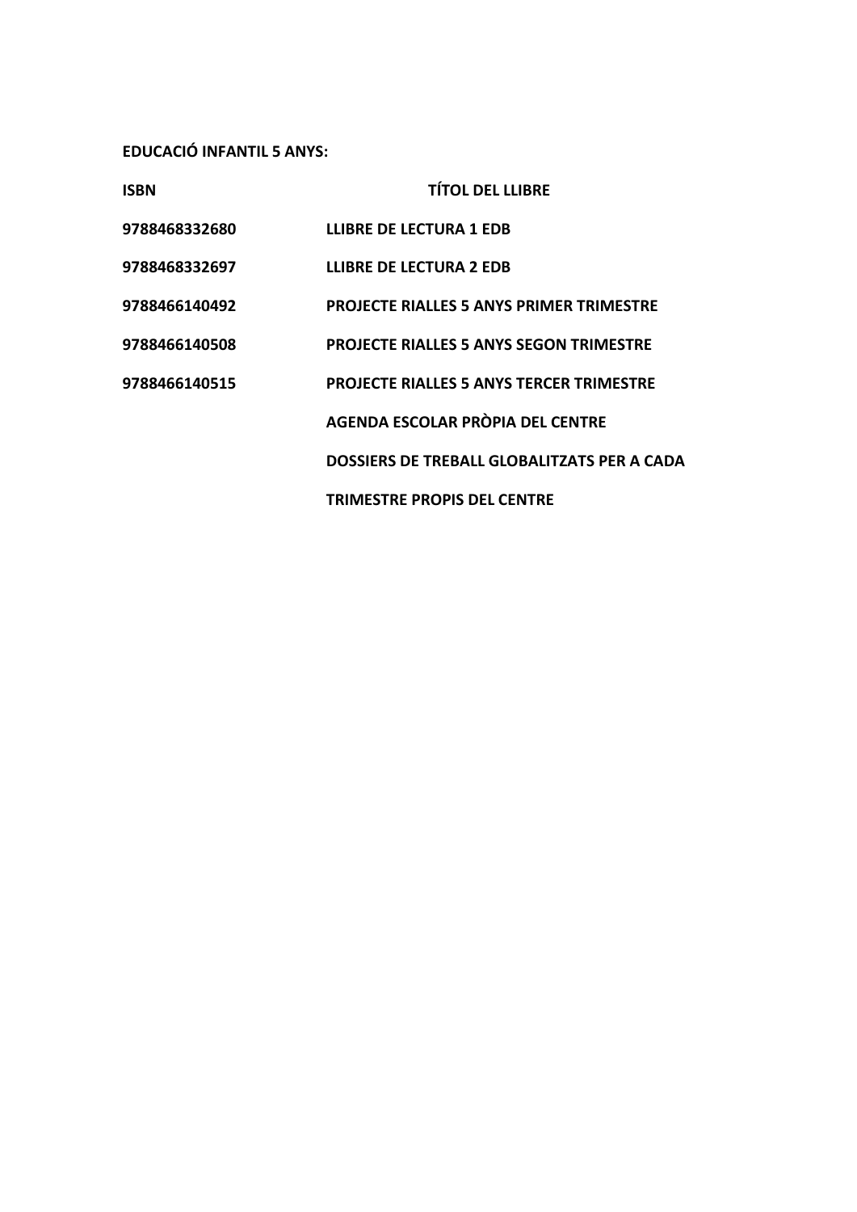**EDUCACIÓ INFANTIL 5 ANYS:**

| ISBN | TÍTOL DEL LLIBRE |
|---|---|
| 9788468332680 | LLIBRE DE LECTURA 1 EDB |
| 9788468332697 | LLIBRE DE LECTURA 2 EDB |
| 9788466140492 | PROJECTE RIALLES 5 ANYS PRIMER TRIMESTRE |
| 9788466140508 | PROJECTE RIALLES 5 ANYS SEGON TRIMESTRE |
| 9788466140515 | PROJECTE RIALLES 5 ANYS TERCER TRIMESTRE |
| | AGENDA ESCOLAR PRÒPIA DEL CENTRE |
| | DOSSIERS DE TREBALL GLOBALITZATS PER A CADA TRIMESTRE PROPIS DEL CENTRE |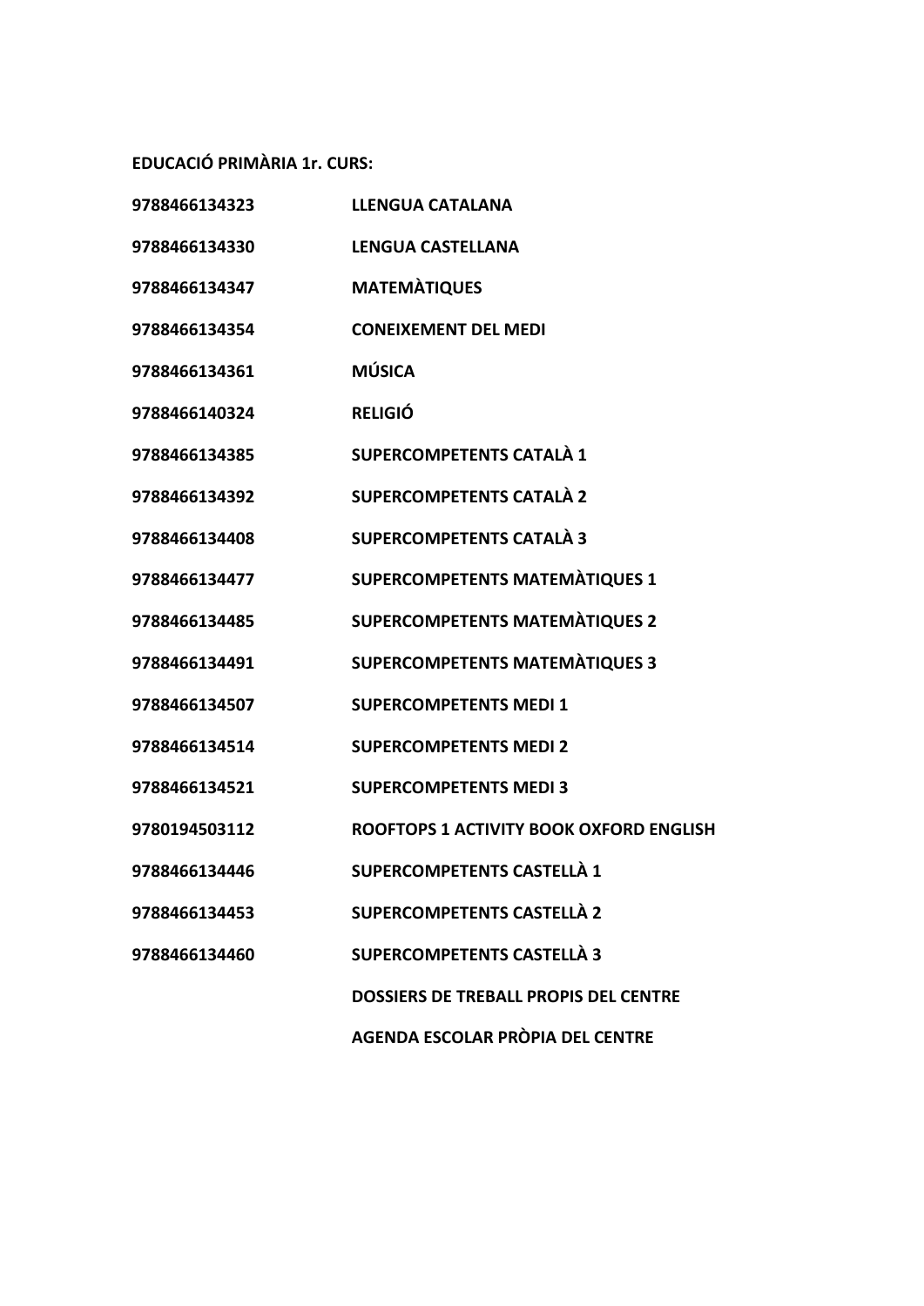**EDUCACIÓ PRIMÀRIA 1r. CURS:**

| | |
|---|---|
| **9788466134323** | **LLENGUA CATALANA** |
| **9788466134330** | **LENGUA CASTELLANA** |
| **9788466134347** | **MATEMÀTIQUES** |
| **9788466134354** | **CONEIXEMENT DEL MEDI** |
| **9788466134361** | **MÚSICA** |
| **9788466140324** | **RELIGIÓ** |
| **9788466134385** | **SUPERCOMPETENTS CATALÀ 1** |
| **9788466134392** | **SUPERCOMPETENTS CATALÀ 2** |
| **9788466134408** | **SUPERCOMPETENTS CATALÀ 3** |
| **9788466134477** | **SUPERCOMPETENTS MATEMÀTIQUES 1** |
| **9788466134485** | **SUPERCOMPETENTS MATEMÀTIQUES 2** |
| **9788466134491** | **SUPERCOMPETENTS MATEMÀTIQUES 3** |
| **9788466134507** | **SUPERCOMPETENTS MEDI 1** |
| **9788466134514** | **SUPERCOMPETENTS MEDI 2** |
| **9788466134521** | **SUPERCOMPETENTS MEDI 3** |
| **9780194503112** | **ROOFTOPS 1 ACTIVITY BOOK OXFORD ENGLISH** |
| **9788466134446** | **SUPERCOMPETENTS CASTELLÀ 1** |
| **9788466134453** | **SUPERCOMPETENTS CASTELLÀ 2** |
| **9788466134460** | **SUPERCOMPETENTS CASTELLÀ 3** |
| | **DOSSIERS DE TREBALL PROPIS DEL CENTRE** |
| | **AGENDA ESCOLAR PRÒPIA DEL CENTRE** |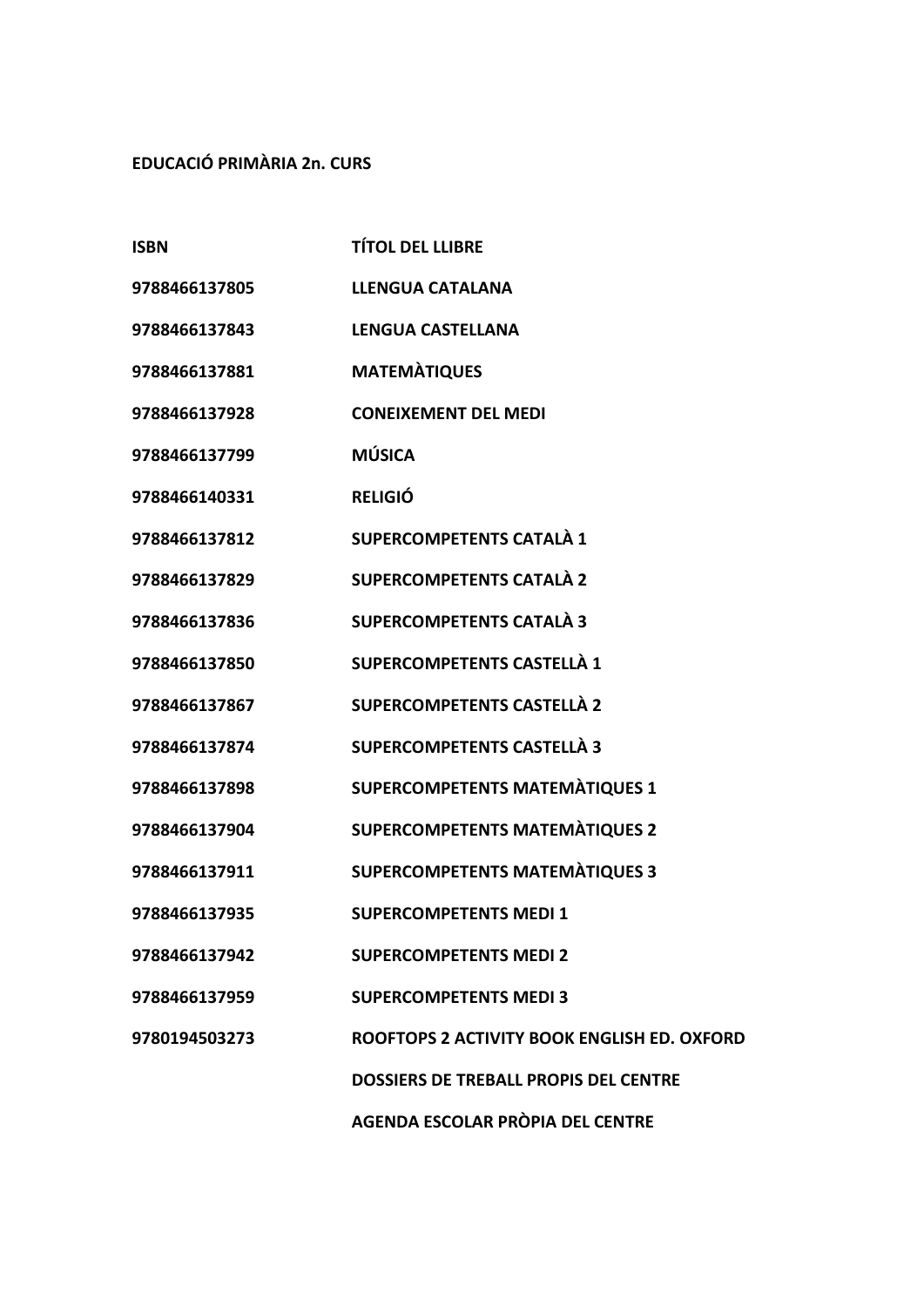**EDUCACIÓ PRIMÀRIA 2n. CURS**

| ISBN | TÍTOL DEL LLIBRE |
| --- | --- |
| 9788466137805 | LLENGUA CATALANA |
| 9788466137843 | LENGUA CASTELLANA |
| 9788466137881 | MATEMÀTIQUES |
| 9788466137928 | CONEIXEMENT DEL MEDI |
| 9788466137799 | MÚSICA |
| 9788466140331 | RELIGIÓ |
| 9788466137812 | SUPERCOMPETENTS CATALÀ 1 |
| 9788466137829 | SUPERCOMPETENTS CATALÀ 2 |
| 9788466137836 | SUPERCOMPETENTS CATALÀ 3 |
| 9788466137850 | SUPERCOMPETENTS CASTELLÀ 1 |
| 9788466137867 | SUPERCOMPETENTS CASTELLÀ 2 |
| 9788466137874 | SUPERCOMPETENTS CASTELLÀ 3 |
| 9788466137898 | SUPERCOMPETENTS MATEMÀTIQUES 1 |
| 9788466137904 | SUPERCOMPETENTS MATEMÀTIQUES 2 |
| 9788466137911 | SUPERCOMPETENTS MATEMÀTIQUES 3 |
| 9788466137935 | SUPERCOMPETENTS MEDI 1 |
| 9788466137942 | SUPERCOMPETENTS MEDI 2 |
| 9788466137959 | SUPERCOMPETENTS MEDI 3 |
| 9780194503273 | ROOFTOPS 2 ACTIVITY BOOK ENGLISH ED. OXFORD |
| | DOSSIERS DE TREBALL PROPIS DEL CENTRE |
| | AGENDA ESCOLAR PRÒPIA DEL CENTRE |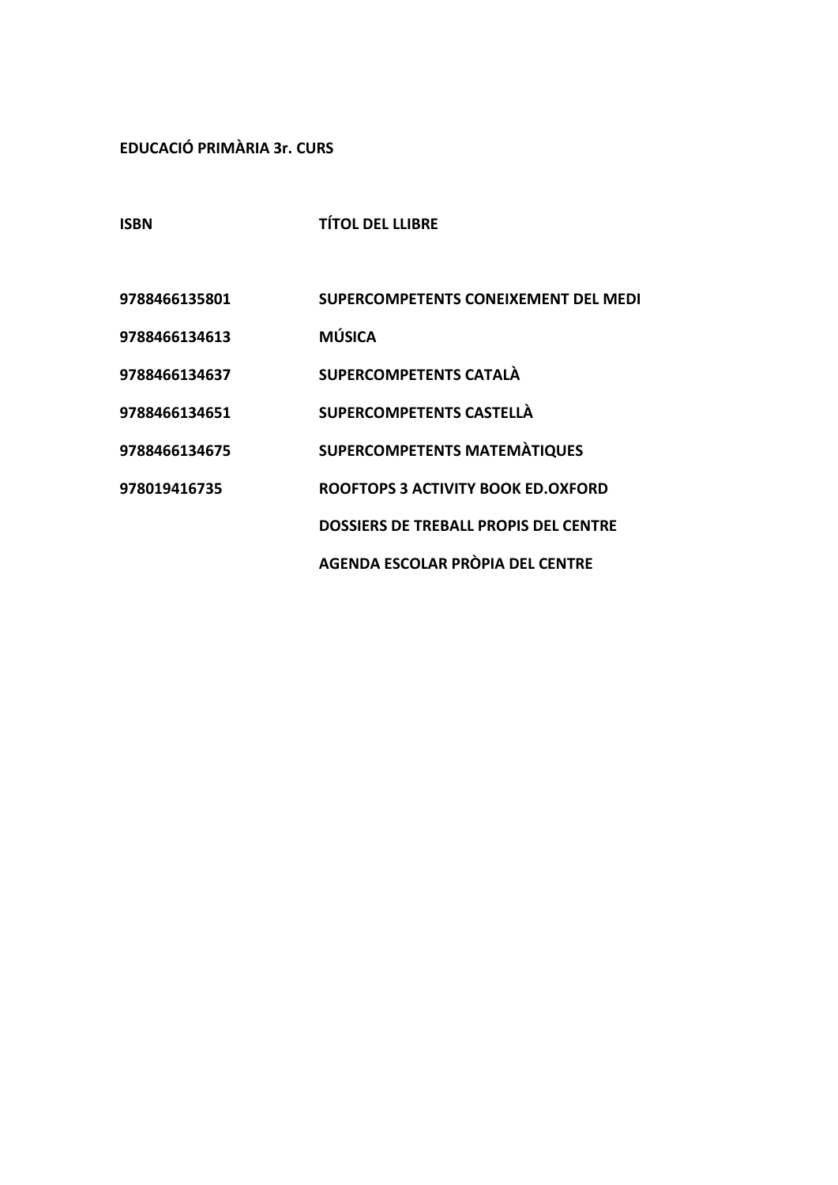**EDUCACIÓ PRIMÀRIA 3r. CURS**

| ISBN | TÍTOL DEL LLIBRE |
|---|---|
| 9788466135801 | SUPERCOMPETENTS CONEIXEMENT DEL MEDI |
| 9788466134613 | MÚSICA |
| 9788466134637 | SUPERCOMPETENTS CATALÀ |
| 9788466134651 | SUPERCOMPETENTS CASTELLÀ |
| 9788466134675 | SUPERCOMPETENTS MATEMÀTIQUES |
| 978019416735 | ROOFTOPS 3 ACTIVITY BOOK ED.OXFORD |
| | DOSSIERS DE TREBALL PROPIS DEL CENTRE |
| | AGENDA ESCOLAR PRÒPIA DEL CENTRE |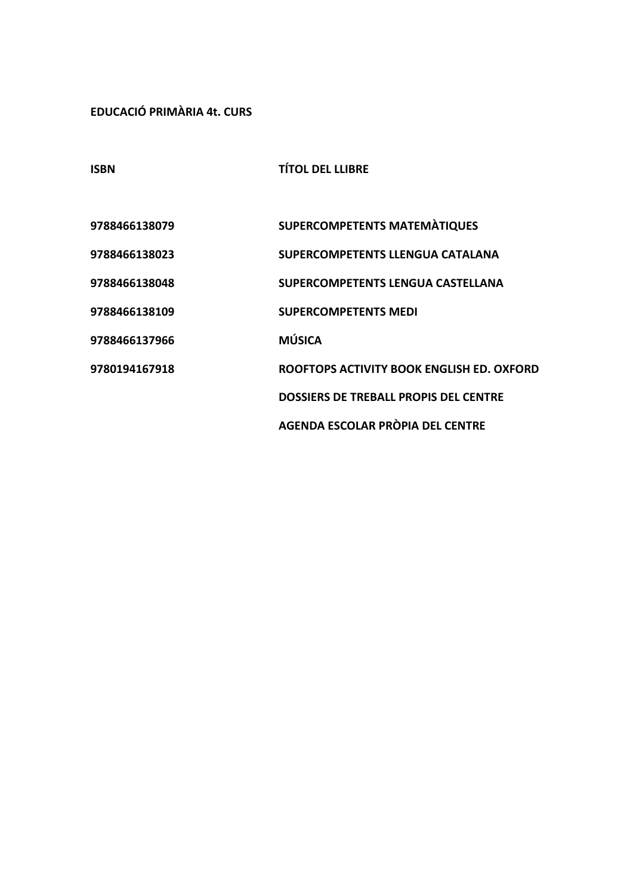**EDUCACIÓ PRIMÀRIA 4t. CURS**

| ISBN | TÍTOL DEL LLIBRE |
| --- | --- |
| 9788466138079 | SUPERCOMPETENTS MATEMÀTIQUES |
| 9788466138023 | SUPERCOMPETENTS LLENGUA CATALANA |
| 9788466138048 | SUPERCOMPETENTS LENGUA CASTELLANA |
| 9788466138109 | SUPERCOMPETENTS MEDI |
| 9788466137966 | MÚSICA |
| 9780194167918 | ROOFTOPS ACTIVITY BOOK ENGLISH ED. OXFORD |
| | DOSSIERS DE TREBALL PROPIS DEL CENTRE |
| | AGENDA ESCOLAR PRÒPIA DEL CENTRE |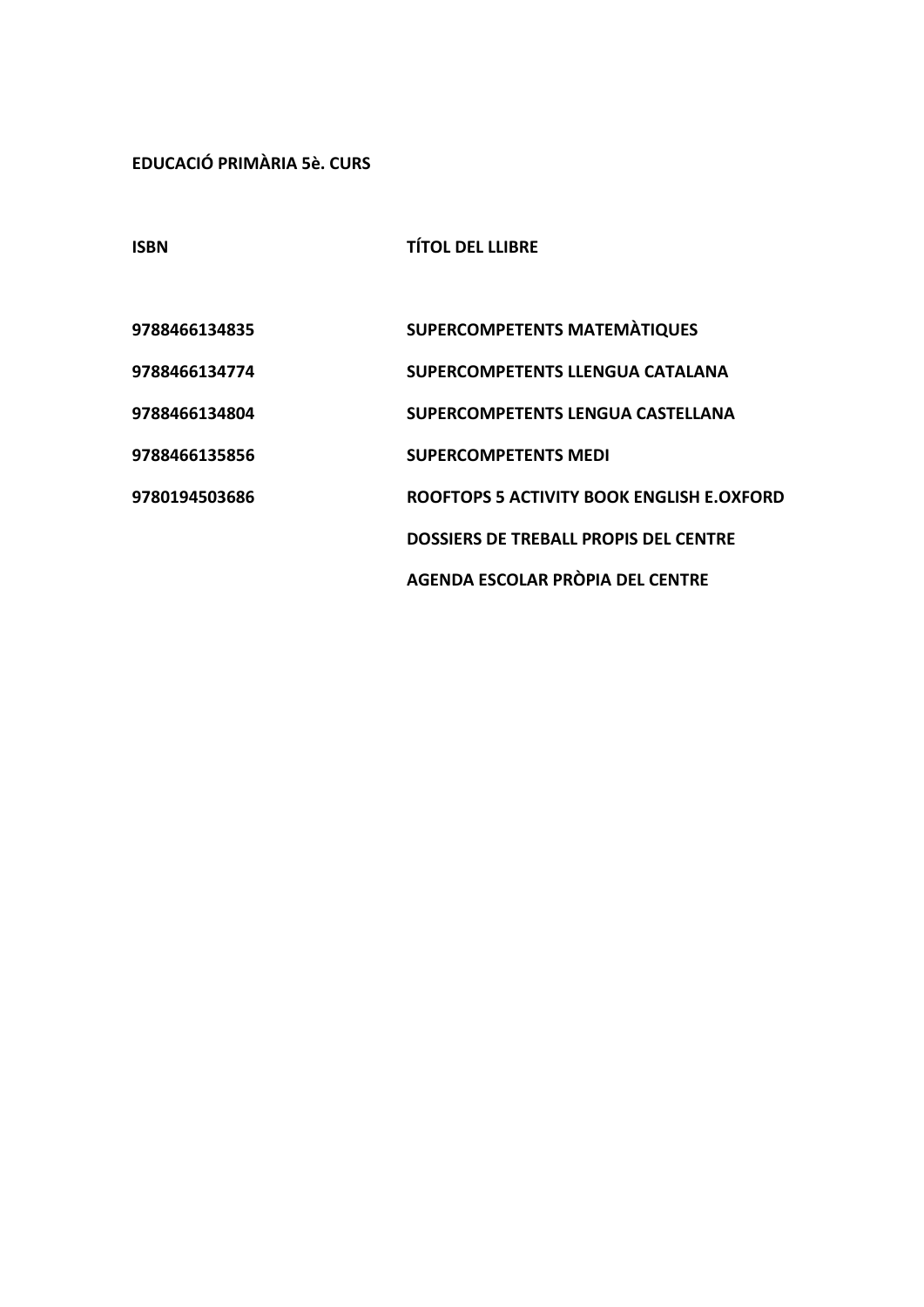**EDUCACIÓ PRIMÀRIA 5è. CURS**

| ISBN | TÍTOL DEL LLIBRE |
| --- | --- |
| 9788466134835 | SUPERCOMPETENTS MATEMÀTIQUES |
| 9788466134774 | SUPERCOMPETENTS LLENGUA CATALANA |
| 9788466134804 | SUPERCOMPETENTS LENGUA CASTELLANA |
| 9788466135856 | SUPERCOMPETENTS MEDI |
| 9780194503686 | ROOFTOPS 5 ACTIVITY BOOK ENGLISH E.OXFORD |
| | DOSSIERS DE TREBALL PROPIS DEL CENTRE |
| | AGENDA ESCOLAR PRÒPIA DEL CENTRE |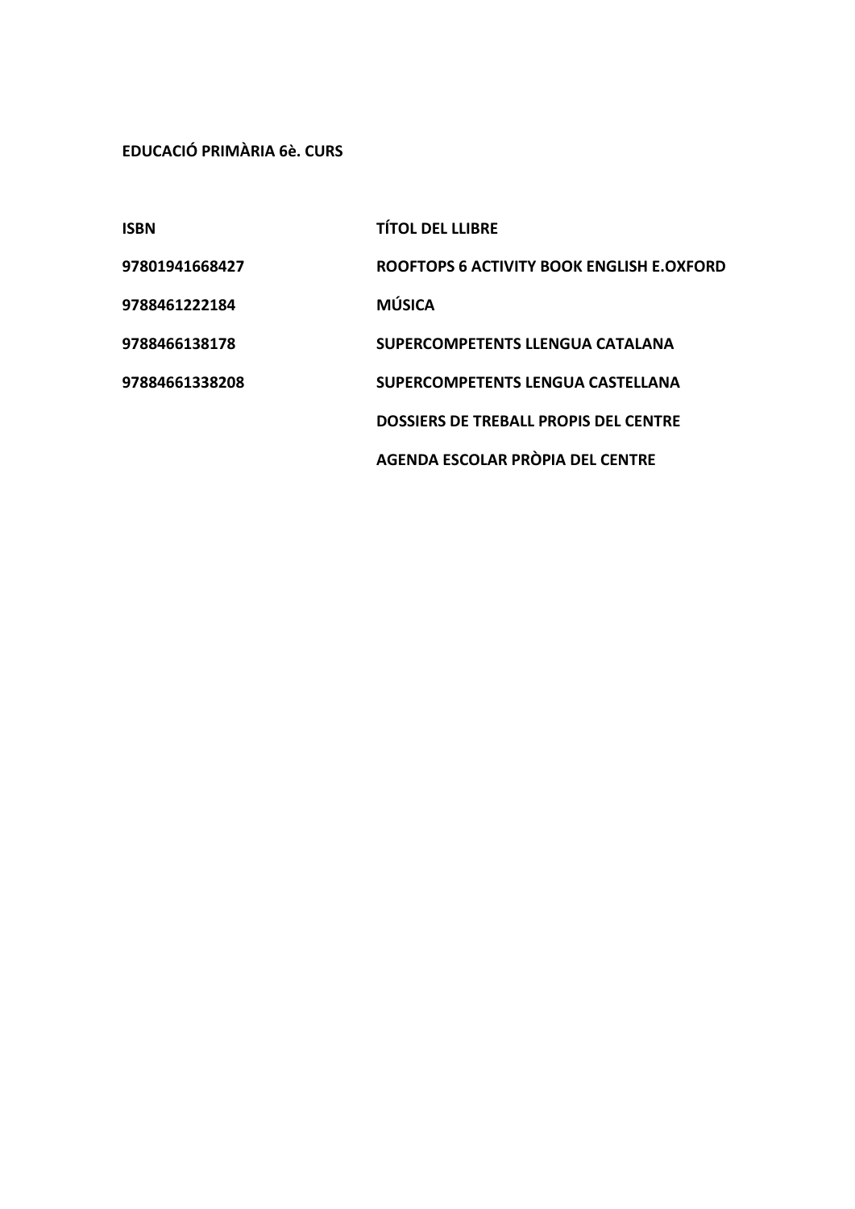**EDUCACIÓ PRIMÀRIA 6è. CURS**

| **ISBN** | **TÍTOL DEL LLIBRE** |
| --- | --- |
| **97801941668427** | **ROOFTOPS 6 ACTIVITY BOOK ENGLISH E.OXFORD** |
| **9788461222184** | **MÚSICA** |
| **9788466138178** | **SUPERCOMPETENTS LLENGUA CATALANA** |
| **97884661338208** | **SUPERCOMPETENTS LENGUA CASTELLANA** |
| | **DOSSIERS DE TREBALL PROPIS DEL CENTRE** |
| | **AGENDA ESCOLAR PRÒPIA DEL CENTRE** |